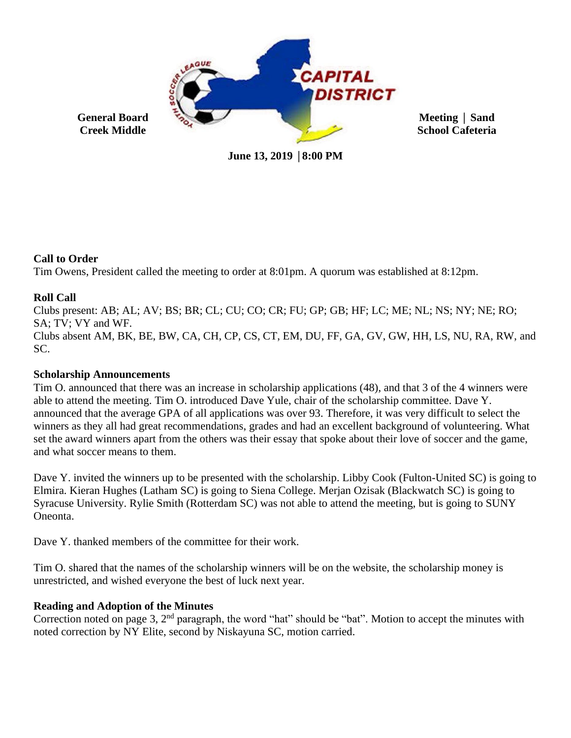**General Board Meeting | Sand Creek Middle School Cafeteria**

**June 13, 2019 | 8:00 PM**

**Call to Order**

Tim Owens, President called the meeting to order at 8:01pm. A quorum was established at 8:12pm.

**Roll Call**

Clubs present: AB; AL; AV; BS; BR; CL; CU; CO; CR; FU; GP; GB; HF; LC; ME; NL; NS; NY; NE; RO; SA; TV; VY and WF.
Clubs absent AM, BK, BE, BW, CA, CH, CP, CS, CT, EM, DU, FF, GA, GV, GW, HH, LS, NU, RA, RW, and SC.

**Scholarship Announcements**

Tim O. announced that there was an increase in scholarship applications (48), and that 3 of the 4 winners were able to attend the meeting. Tim O. introduced Dave Yule, chair of the scholarship committee. Dave Y. announced that the average GPA of all applications was over 93. Therefore, it was very difficult to select the winners as they all had great recommendations, grades and had an excellent background of volunteering. What set the award winners apart from the others was their essay that spoke about their love of soccer and the game, and what soccer means to them.

Dave Y. invited the winners up to be presented with the scholarship. Libby Cook (Fulton-United SC) is going to Elmira. Kieran Hughes (Latham SC) is going to Siena College. Merjan Ozisak (Blackwatch SC) is going to Syracuse University. Rylie Smith (Rotterdam SC) was not able to attend the meeting, but is going to SUNY Oneonta.

Dave Y. thanked members of the committee for their work.

Tim O. shared that the names of the scholarship winners will be on the website, the scholarship money is unrestricted, and wished everyone the best of luck next year.

**Reading and Adoption of the Minutes**

Correction noted on page 3, 2nd paragraph, the word "hat" should be "bat". Motion to accept the minutes with noted correction by NY Elite, second by Niskayuna SC, motion carried.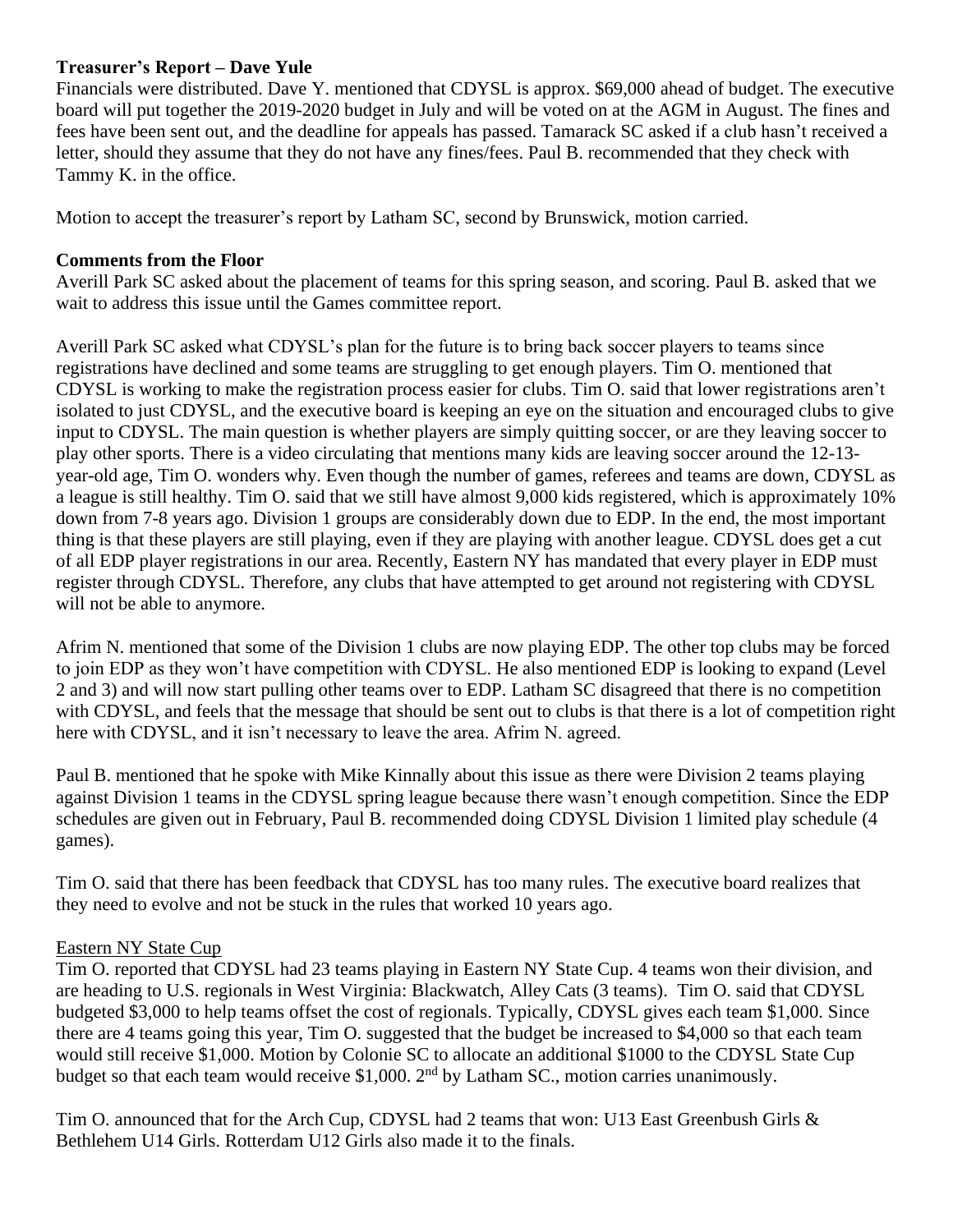**Treasurer's Report – Dave Yule**

Financials were distributed. Dave Y. mentioned that CDYSL is approx. $69,000 ahead of budget. The executive board will put together the 2019-2020 budget in July and will be voted on at the AGM in August. The fines and fees have been sent out, and the deadline for appeals has passed. Tamarack SC asked if a club hasn't received a letter, should they assume that they do not have any fines/fees. Paul B. recommended that they check with Tammy K. in the office.

Motion to accept the treasurer's report by Latham SC, second by Brunswick, motion carried.

**Comments from the Floor**

Averill Park SC asked about the placement of teams for this spring season, and scoring. Paul B. asked that we wait to address this issue until the Games committee report.

Averill Park SC asked what CDYSL's plan for the future is to bring back soccer players to teams since registrations have declined and some teams are struggling to get enough players. Tim O. mentioned that CDYSL is working to make the registration process easier for clubs. Tim O. said that lower registrations aren't isolated to just CDYSL, and the executive board is keeping an eye on the situation and encouraged clubs to give input to CDYSL. The main question is whether players are simply quitting soccer, or are they leaving soccer to play other sports. There is a video circulating that mentions many kids are leaving soccer around the 12-13-year-old age, Tim O. wonders why. Even though the number of games, referees and teams are down, CDYSL as a league is still healthy. Tim O. said that we still have almost 9,000 kids registered, which is approximately 10% down from 7-8 years ago. Division 1 groups are considerably down due to EDP. In the end, the most important thing is that these players are still playing, even if they are playing with another league. CDYSL does get a cut of all EDP player registrations in our area. Recently, Eastern NY has mandated that every player in EDP must register through CDYSL. Therefore, any clubs that have attempted to get around not registering with CDYSL will not be able to anymore.

Afrim N. mentioned that some of the Division 1 clubs are now playing EDP. The other top clubs may be forced to join EDP as they won't have competition with CDYSL. He also mentioned EDP is looking to expand (Level 2 and 3) and will now start pulling other teams over to EDP. Latham SC disagreed that there is no competition with CDYSL, and feels that the message that should be sent out to clubs is that there is a lot of competition right here with CDYSL, and it isn't necessary to leave the area. Afrim N. agreed.

Paul B. mentioned that he spoke with Mike Kinnally about this issue as there were Division 2 teams playing against Division 1 teams in the CDYSL spring league because there wasn't enough competition. Since the EDP schedules are given out in February, Paul B. recommended doing CDYSL Division 1 limited play schedule (4 games).

Tim O. said that there has been feedback that CDYSL has too many rules. The executive board realizes that they need to evolve and not be stuck in the rules that worked 10 years ago.

Eastern NY State Cup

Tim O. reported that CDYSL had 23 teams playing in Eastern NY State Cup. 4 teams won their division, and are heading to U.S. regionals in West Virginia: Blackwatch, Alley Cats (3 teams). Tim O. said that CDYSL budgeted $3,000 to help teams offset the cost of regionals. Typically, CDYSL gives each team $1,000. Since there are 4 teams going this year, Tim O. suggested that the budget be increased to $4,000 so that each team would still receive $1,000. Motion by Colonie SC to allocate an additional $1000 to the CDYSL State Cup budget so that each team would receive $1,000. 2nd by Latham SC., motion carries unanimously.

Tim O. announced that for the Arch Cup, CDYSL had 2 teams that won: U13 East Greenbush Girls & Bethlehem U14 Girls. Rotterdam U12 Girls also made it to the finals.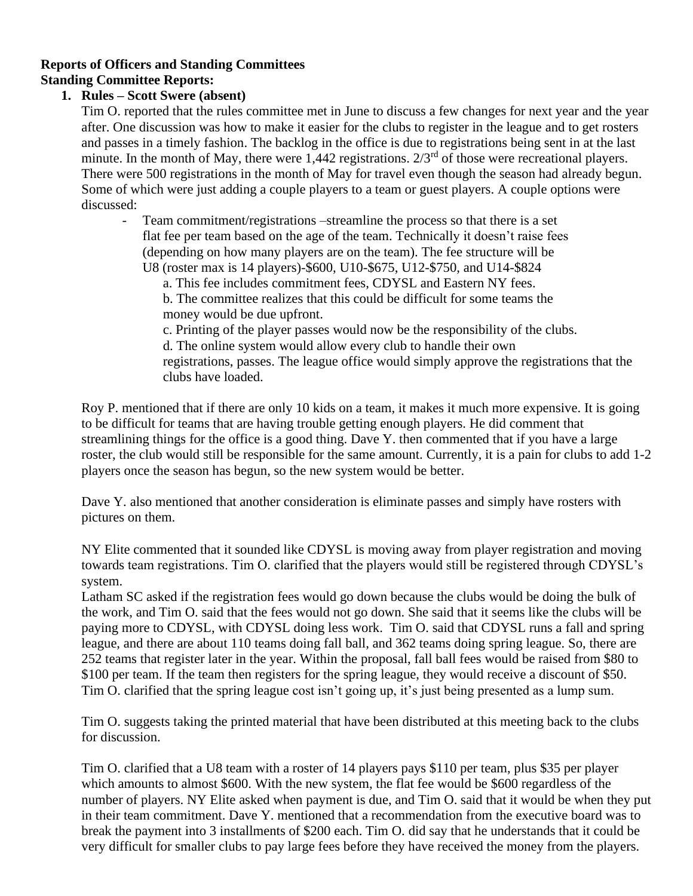**Reports of Officers and Standing Committees**
**Standing Committee Reports:**

1. **Rules – Scott Swere (absent)**

   Tim O. reported that the rules committee met in June to discuss a few changes for next year and the year after. One discussion was how to make it easier for the clubs to register in the league and to get rosters and passes in a timely fashion. The backlog in the office is due to registrations being sent in at the last minute. In the month of May, there were 1,442 registrations. 2/3rd of those were recreational players. There were 500 registrations in the month of May for travel even though the season had already begun. Some of which were just adding a couple players to a team or guest players. A couple options were discussed:

   - Team commitment/registrations –streamline the process so that there is a set flat fee per team based on the age of the team. Technically it doesn't raise fees (depending on how many players are on the team). The fee structure will be U8 (roster max is 14 players)-$600, U10-$675, U12-$750, and U14-$824
     a. This fee includes commitment fees, CDYSL and Eastern NY fees.
     b. The committee realizes that this could be difficult for some teams the money would be due upfront.
     c. Printing of the player passes would now be the responsibility of the clubs.
     d. The online system would allow every club to handle their own registrations, passes. The league office would simply approve the registrations that the clubs have loaded.

   Roy P. mentioned that if there are only 10 kids on a team, it makes it much more expensive. It is going to be difficult for teams that are having trouble getting enough players. He did comment that streamlining things for the office is a good thing. Dave Y. then commented that if you have a large roster, the club would still be responsible for the same amount. Currently, it is a pain for clubs to add 1-2 players once the season has begun, so the new system would be better.

   Dave Y. also mentioned that another consideration is eliminate passes and simply have rosters with pictures on them.

   NY Elite commented that it sounded like CDYSL is moving away from player registration and moving towards team registrations. Tim O. clarified that the players would still be registered through CDYSL's system.
   Latham SC asked if the registration fees would go down because the clubs would be doing the bulk of the work, and Tim O. said that the fees would not go down. She said that it seems like the clubs will be paying more to CDYSL, with CDYSL doing less work. Tim O. said that CDYSL runs a fall and spring league, and there are about 110 teams doing fall ball, and 362 teams doing spring league. So, there are 252 teams that register later in the year. Within the proposal, fall ball fees would be raised from $80 to $100 per team. If the team then registers for the spring league, they would receive a discount of $50. Tim O. clarified that the spring league cost isn't going up, it's just being presented as a lump sum.

   Tim O. suggests taking the printed material that have been distributed at this meeting back to the clubs for discussion.

   Tim O. clarified that a U8 team with a roster of 14 players pays $110 per team, plus $35 per player which amounts to almost $600. With the new system, the flat fee would be $600 regardless of the number of players. NY Elite asked when payment is due, and Tim O. said that it would be when they put in their team commitment. Dave Y. mentioned that a recommendation from the executive board was to break the payment into 3 installments of $200 each. Tim O. did say that he understands that it could be very difficult for smaller clubs to pay large fees before they have received the money from the players.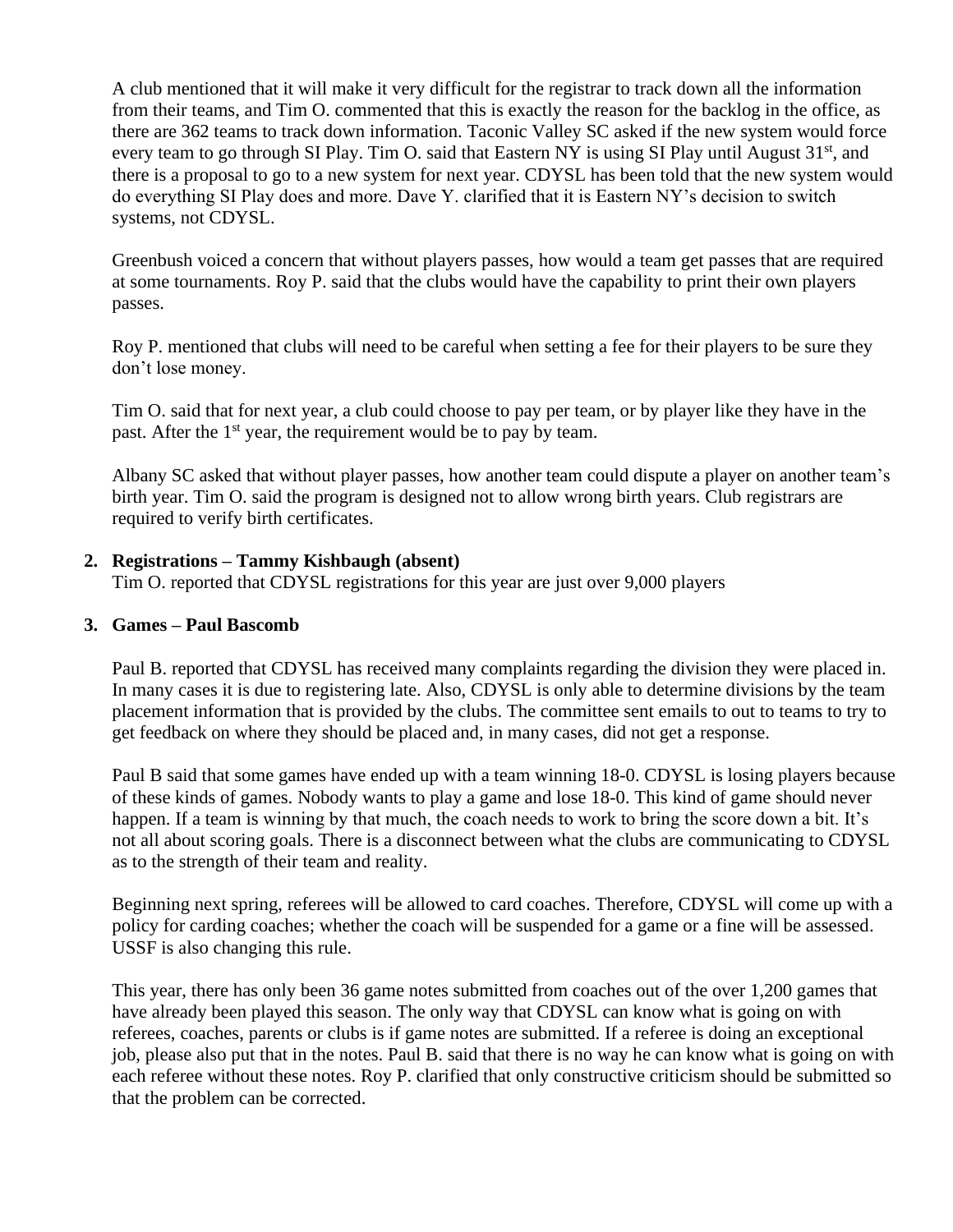A club mentioned that it will make it very difficult for the registrar to track down all the information from their teams, and Tim O. commented that this is exactly the reason for the backlog in the office, as there are 362 teams to track down information. Taconic Valley SC asked if the new system would force every team to go through SI Play. Tim O. said that Eastern NY is using SI Play until August 31st, and there is a proposal to go to a new system for next year. CDYSL has been told that the new system would do everything SI Play does and more. Dave Y. clarified that it is Eastern NY's decision to switch systems, not CDYSL.

Greenbush voiced a concern that without players passes, how would a team get passes that are required at some tournaments. Roy P. said that the clubs would have the capability to print their own players passes.

Roy P. mentioned that clubs will need to be careful when setting a fee for their players to be sure they don't lose money.

Tim O. said that for next year, a club could choose to pay per team, or by player like they have in the past. After the 1st year, the requirement would be to pay by team.

Albany SC asked that without player passes, how another team could dispute a player on another team's birth year. Tim O. said the program is designed not to allow wrong birth years. Club registrars are required to verify birth certificates.

2. **Registrations – Tammy Kishbaugh (absent)**
   Tim O. reported that CDYSL registrations for this year are just over 9,000 players

3. **Games – Paul Bascomb**

   Paul B. reported that CDYSL has received many complaints regarding the division they were placed in. In many cases it is due to registering late. Also, CDYSL is only able to determine divisions by the team placement information that is provided by the clubs. The committee sent emails to out to teams to try to get feedback on where they should be placed and, in many cases, did not get a response.

   Paul B said that some games have ended up with a team winning 18-0. CDYSL is losing players because of these kinds of games. Nobody wants to play a game and lose 18-0. This kind of game should never happen. If a team is winning by that much, the coach needs to work to bring the score down a bit. It's not all about scoring goals. There is a disconnect between what the clubs are communicating to CDYSL as to the strength of their team and reality.

   Beginning next spring, referees will be allowed to card coaches. Therefore, CDYSL will come up with a policy for carding coaches; whether the coach will be suspended for a game or a fine will be assessed. USSF is also changing this rule.

   This year, there has only been 36 game notes submitted from coaches out of the over 1,200 games that have already been played this season. The only way that CDYSL can know what is going on with referees, coaches, parents or clubs is if game notes are submitted. If a referee is doing an exceptional job, please also put that in the notes. Paul B. said that there is no way he can know what is going on with each referee without these notes. Roy P. clarified that only constructive criticism should be submitted so that the problem can be corrected.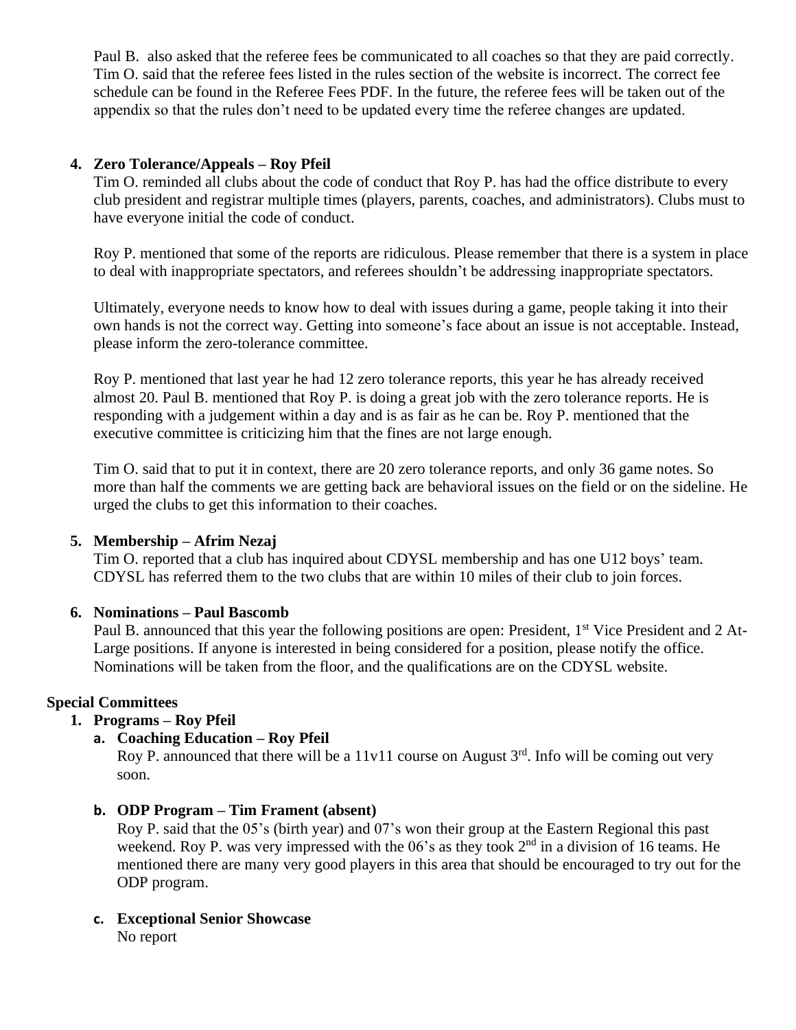Paul B. also asked that the referee fees be communicated to all coaches so that they are paid correctly. Tim O. said that the referee fees listed in the rules section of the website is incorrect. The correct fee schedule can be found in the Referee Fees PDF. In the future, the referee fees will be taken out of the appendix so that the rules don't need to be updated every time the referee changes are updated.

4. **Zero Tolerance/Appeals – Roy Pfeil**

   Tim O. reminded all clubs about the code of conduct that Roy P. has had the office distribute to every club president and registrar multiple times (players, parents, coaches, and administrators). Clubs must to have everyone initial the code of conduct.

   Roy P. mentioned that some of the reports are ridiculous. Please remember that there is a system in place to deal with inappropriate spectators, and referees shouldn't be addressing inappropriate spectators.

   Ultimately, everyone needs to know how to deal with issues during a game, people taking it into their own hands is not the correct way. Getting into someone's face about an issue is not acceptable. Instead, please inform the zero-tolerance committee.

   Roy P. mentioned that last year he had 12 zero tolerance reports, this year he has already received almost 20. Paul B. mentioned that Roy P. is doing a great job with the zero tolerance reports. He is responding with a judgement within a day and is as fair as he can be. Roy P. mentioned that the executive committee is criticizing him that the fines are not large enough.

   Tim O. said that to put it in context, there are 20 zero tolerance reports, and only 36 game notes. So more than half the comments we are getting back are behavioral issues on the field or on the sideline. He urged the clubs to get this information to their coaches.

5. **Membership – Afrim Nezaj**

   Tim O. reported that a club has inquired about CDYSL membership and has one U12 boys' team. CDYSL has referred them to the two clubs that are within 10 miles of their club to join forces.

6. **Nominations – Paul Bascomb**

   Paul B. announced that this year the following positions are open: President, 1st Vice President and 2 At-Large positions. If anyone is interested in being considered for a position, please notify the office. Nominations will be taken from the floor, and the qualifications are on the CDYSL website.

**Special Committees**

1. **Programs – Roy Pfeil**

   a. **Coaching Education – Roy Pfeil**

      Roy P. announced that there will be a 11v11 course on August 3rd. Info will be coming out very soon.

   b. **ODP Program – Tim Frament (absent)**

      Roy P. said that the 05's (birth year) and 07's won their group at the Eastern Regional this past weekend. Roy P. was very impressed with the 06's as they took 2nd in a division of 16 teams. He mentioned there are many very good players in this area that should be encouraged to try out for the ODP program.

   c. **Exceptional Senior Showcase**

      No report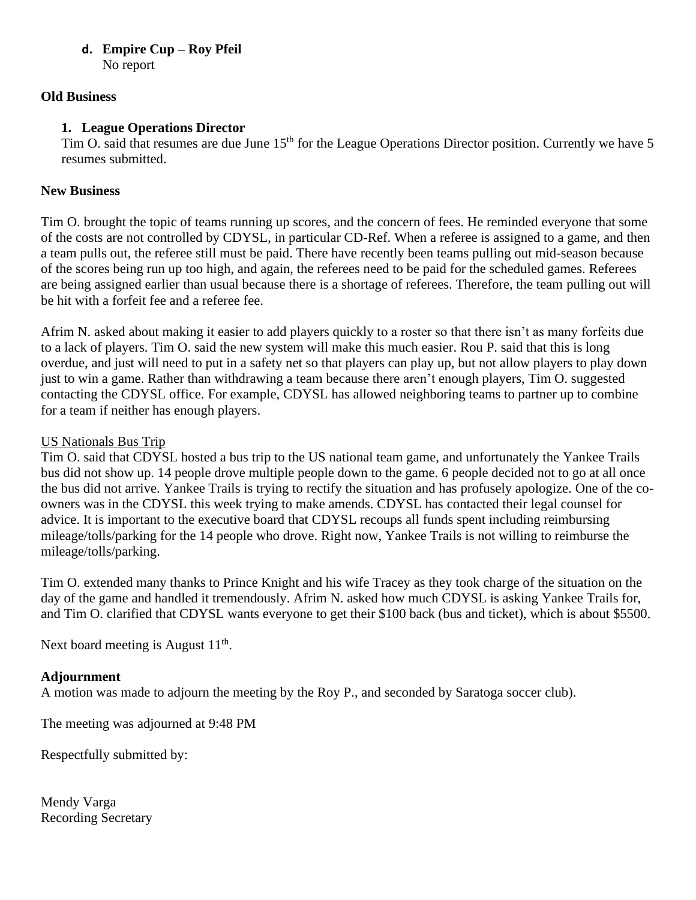**d. Empire Cup – Roy Pfeil**

No report

**Old Business**

**1. League Operations Director**

Tim O. said that resumes are due June 15th for the League Operations Director position. Currently we have 5 resumes submitted.

**New Business**

Tim O. brought the topic of teams running up scores, and the concern of fees. He reminded everyone that some of the costs are not controlled by CDYSL, in particular CD-Ref. When a referee is assigned to a game, and then a team pulls out, the referee still must be paid. There have recently been teams pulling out mid-season because of the scores being run up too high, and again, the referees need to be paid for the scheduled games. Referees are being assigned earlier than usual because there is a shortage of referees. Therefore, the team pulling out will be hit with a forfeit fee and a referee fee.

Afrim N. asked about making it easier to add players quickly to a roster so that there isn't as many forfeits due to a lack of players. Tim O. said the new system will make this much easier. Rou P. said that this is long overdue, and just will need to put in a safety net so that players can play up, but not allow players to play down just to win a game. Rather than withdrawing a team because there aren't enough players, Tim O. suggested contacting the CDYSL office. For example, CDYSL has allowed neighboring teams to partner up to combine for a team if neither has enough players.

US Nationals Bus Trip

Tim O. said that CDYSL hosted a bus trip to the US national team game, and unfortunately the Yankee Trails bus did not show up. 14 people drove multiple people down to the game. 6 people decided not to go at all once the bus did not arrive. Yankee Trails is trying to rectify the situation and has profusely apologize. One of the co-owners was in the CDYSL this week trying to make amends. CDYSL has contacted their legal counsel for advice. It is important to the executive board that CDYSL recoups all funds spent including reimbursing mileage/tolls/parking for the 14 people who drove. Right now, Yankee Trails is not willing to reimburse the mileage/tolls/parking.

Tim O. extended many thanks to Prince Knight and his wife Tracey as they took charge of the situation on the day of the game and handled it tremendously. Afrim N. asked how much CDYSL is asking Yankee Trails for, and Tim O. clarified that CDYSL wants everyone to get their $100 back (bus and ticket), which is about $5500.

Next board meeting is August 11th.

**Adjournment**

A motion was made to adjourn the meeting by the Roy P., and seconded by Saratoga soccer club).

The meeting was adjourned at 9:48 PM

Respectfully submitted by:

Mendy Varga
Recording Secretary